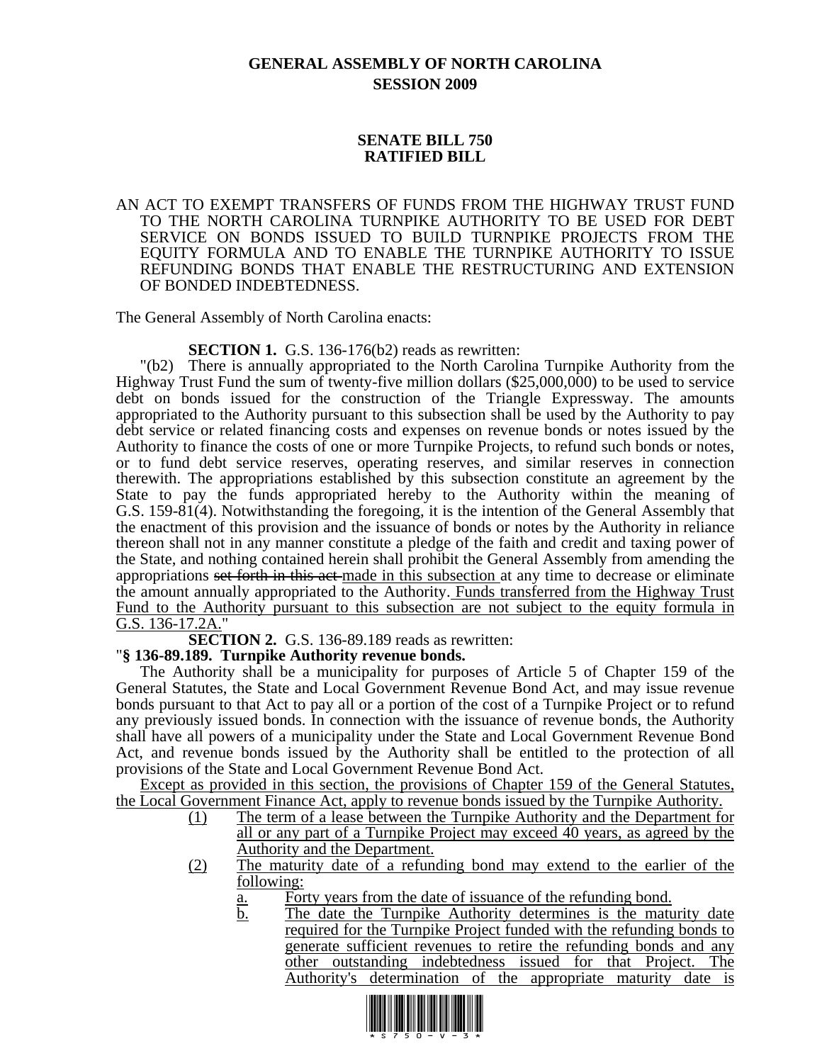# GENERAL ASSEMBLY OF NORTH CAROLINA
## SESSION 2009

## SENATE BILL 750
## RATIFIED BILL

AN ACT TO EXEMPT TRANSFERS OF FUNDS FROM THE HIGHWAY TRUST FUND TO THE NORTH CAROLINA TURNPIKE AUTHORITY TO BE USED FOR DEBT SERVICE ON BONDS ISSUED TO BUILD TURNPIKE PROJECTS FROM THE EQUITY FORMULA AND TO ENABLE THE TURNPIKE AUTHORITY TO ISSUE REFUNDING BONDS THAT ENABLE THE RESTRUCTURING AND EXTENSION OF BONDED INDEBTEDNESS.

The General Assembly of North Carolina enacts:

**SECTION 1.** G.S. 136-176(b2) reads as rewritten:

"(b2) There is annually appropriated to the North Carolina Turnpike Authority from the Highway Trust Fund the sum of twenty-five million dollars ($25,000,000) to be used to service debt on bonds issued for the construction of the Triangle Expressway. The amounts appropriated to the Authority pursuant to this subsection shall be used by the Authority to pay debt service or related financing costs and expenses on revenue bonds or notes issued by the Authority to finance the costs of one or more Turnpike Projects, to refund such bonds or notes, or to fund debt service reserves, operating reserves, and similar reserves in connection therewith. The appropriations established by this subsection constitute an agreement by the State to pay the funds appropriated hereby to the Authority within the meaning of G.S. 159-81(4). Notwithstanding the foregoing, it is the intention of the General Assembly that the enactment of this provision and the issuance of bonds or notes by the Authority in reliance thereon shall not in any manner constitute a pledge of the faith and credit and taxing power of the State, and nothing contained herein shall prohibit the General Assembly from amending the appropriations ~~set forth in this act~~ made in this subsection at any time to decrease or eliminate the amount annually appropriated to the Authority. Funds transferred from the Highway Trust Fund to the Authority pursuant to this subsection are not subject to the equity formula in G.S. 136-17.2A."

**SECTION 2.** G.S. 136-89.189 reads as rewritten:

"**§ 136-89.189. Turnpike Authority revenue bonds.**

The Authority shall be a municipality for purposes of Article 5 of Chapter 159 of the General Statutes, the State and Local Government Revenue Bond Act, and may issue revenue bonds pursuant to that Act to pay all or a portion of the cost of a Turnpike Project or to refund any previously issued bonds. In connection with the issuance of revenue bonds, the Authority shall have all powers of a municipality under the State and Local Government Revenue Bond Act, and revenue bonds issued by the Authority shall be entitled to the protection of all provisions of the State and Local Government Revenue Bond Act.

Except as provided in this section, the provisions of Chapter 159 of the General Statutes, the Local Government Finance Act, apply to revenue bonds issued by the Turnpike Authority.

(1) The term of a lease between the Turnpike Authority and the Department for all or any part of a Turnpike Project may exceed 40 years, as agreed by the Authority and the Department.

(2) The maturity date of a refunding bond may extend to the earlier of the following:

a. Forty years from the date of issuance of the refunding bond.

b. The date the Turnpike Authority determines is the maturity date required for the Turnpike Project funded with the refunding bonds to generate sufficient revenues to retire the refunding bonds and any other outstanding indebtedness issued for that Project. The Authority's determination of the appropriate maturity date is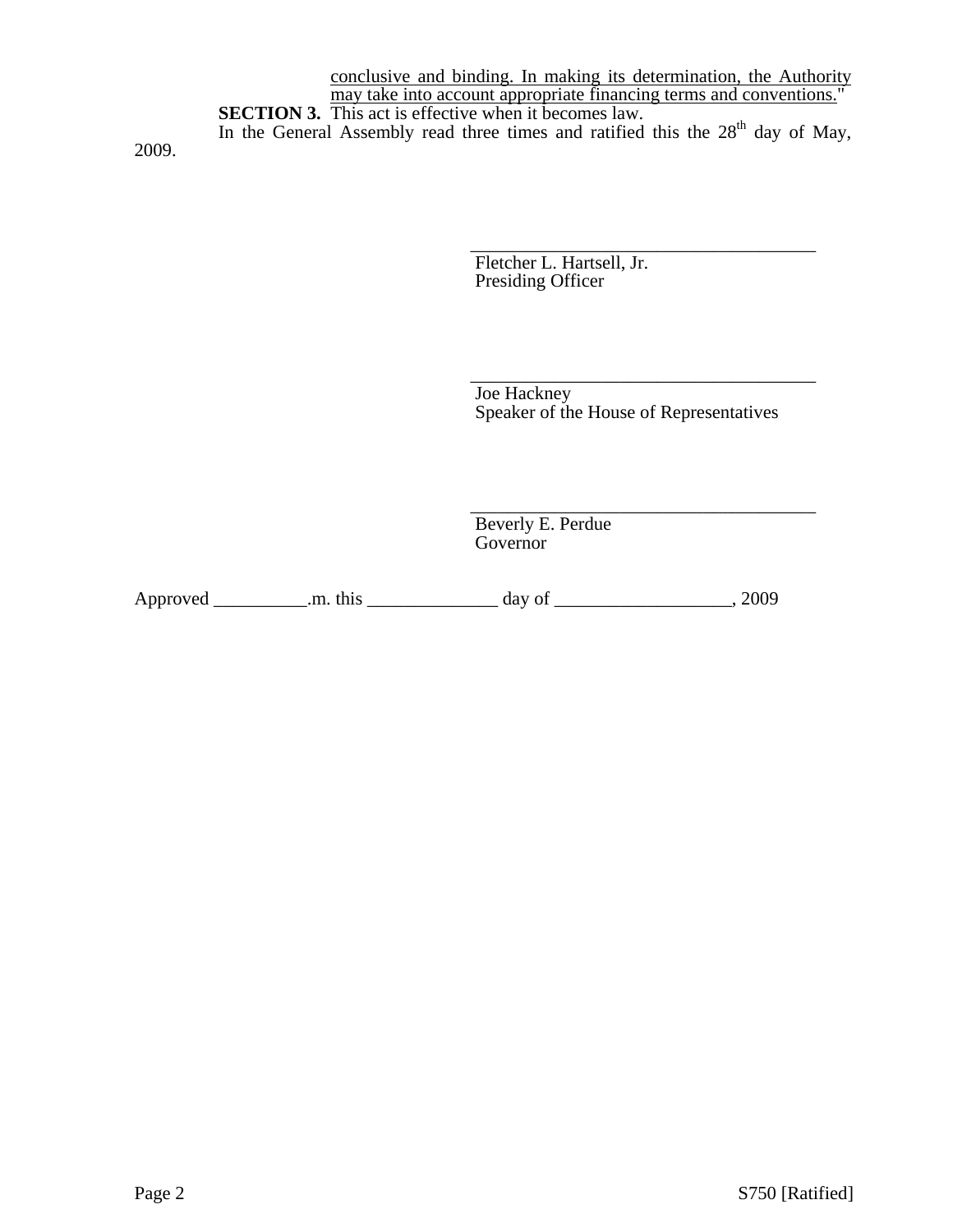conclusive and binding. In making its determination, the Authority may take into account appropriate financing terms and conventions."

**SECTION 3.** This act is effective when it becomes law.

In the General Assembly read three times and ratified this the 28th day of May, 2009.

\_\_\_\_\_\_\_\_\_\_\_\_\_\_\_\_\_\_\_\_\_\_\_\_\_\_\_\_\_\_\_\_\_\_\_\_\_\_
Fletcher L. Hartsell, Jr.
Presiding Officer

\_\_\_\_\_\_\_\_\_\_\_\_\_\_\_\_\_\_\_\_\_\_\_\_\_\_\_\_\_\_\_\_\_\_\_\_\_\_
Joe Hackney
Speaker of the House of Representatives

\_\_\_\_\_\_\_\_\_\_\_\_\_\_\_\_\_\_\_\_\_\_\_\_\_\_\_\_\_\_\_\_\_\_\_\_\_\_
Beverly E. Perdue
Governor

Approved \_\_\_\_\_\_\_\_\_\_.m. this \_\_\_\_\_\_\_\_\_\_\_\_\_\_ day of \_\_\_\_\_\_\_\_\_\_\_\_\_\_\_\_\_\_\_, 2009